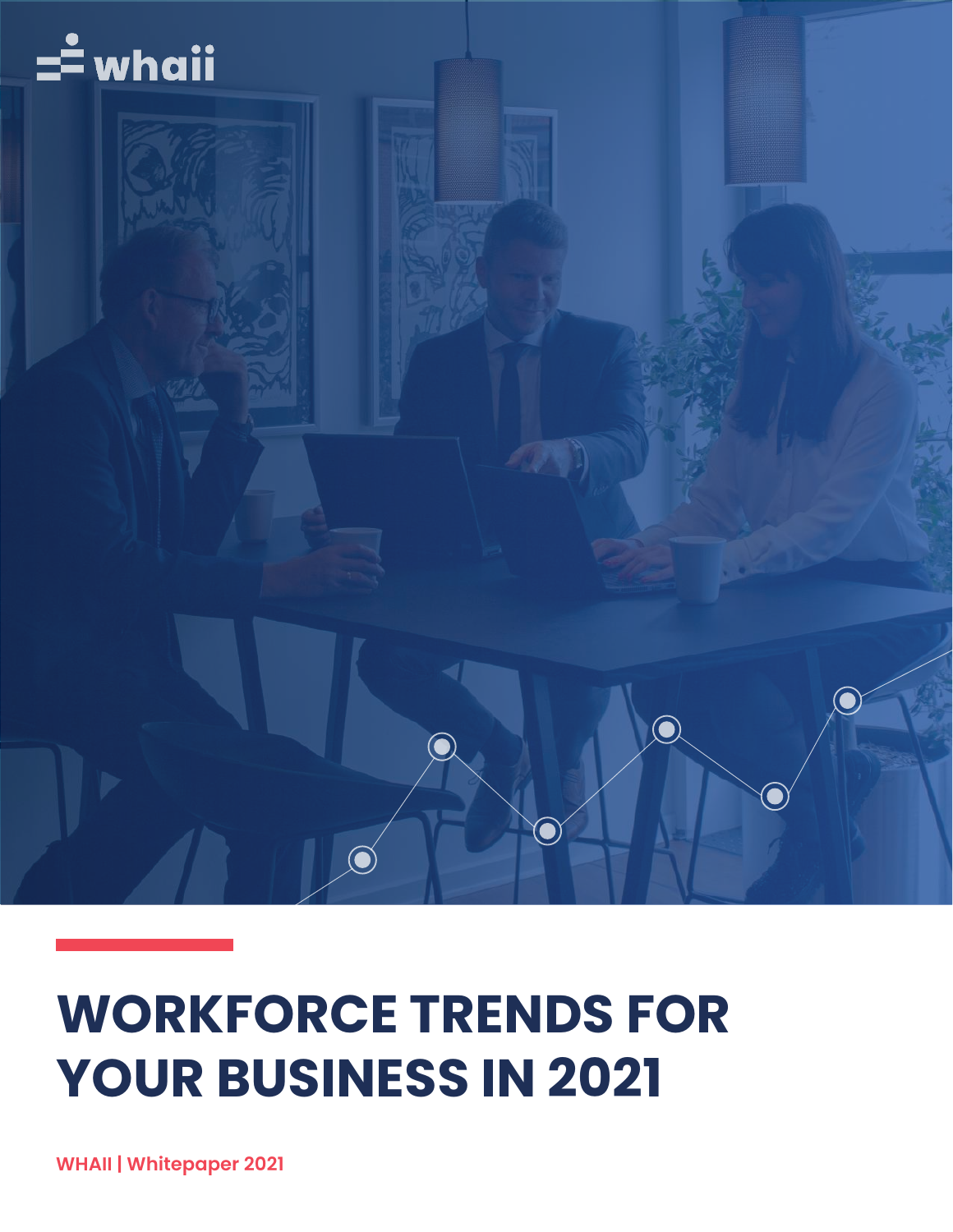whaii

# WORKFORCE TRENDS FOR YOUR BUSINESS IN 2021

**WHAII | Whitepaper 2021**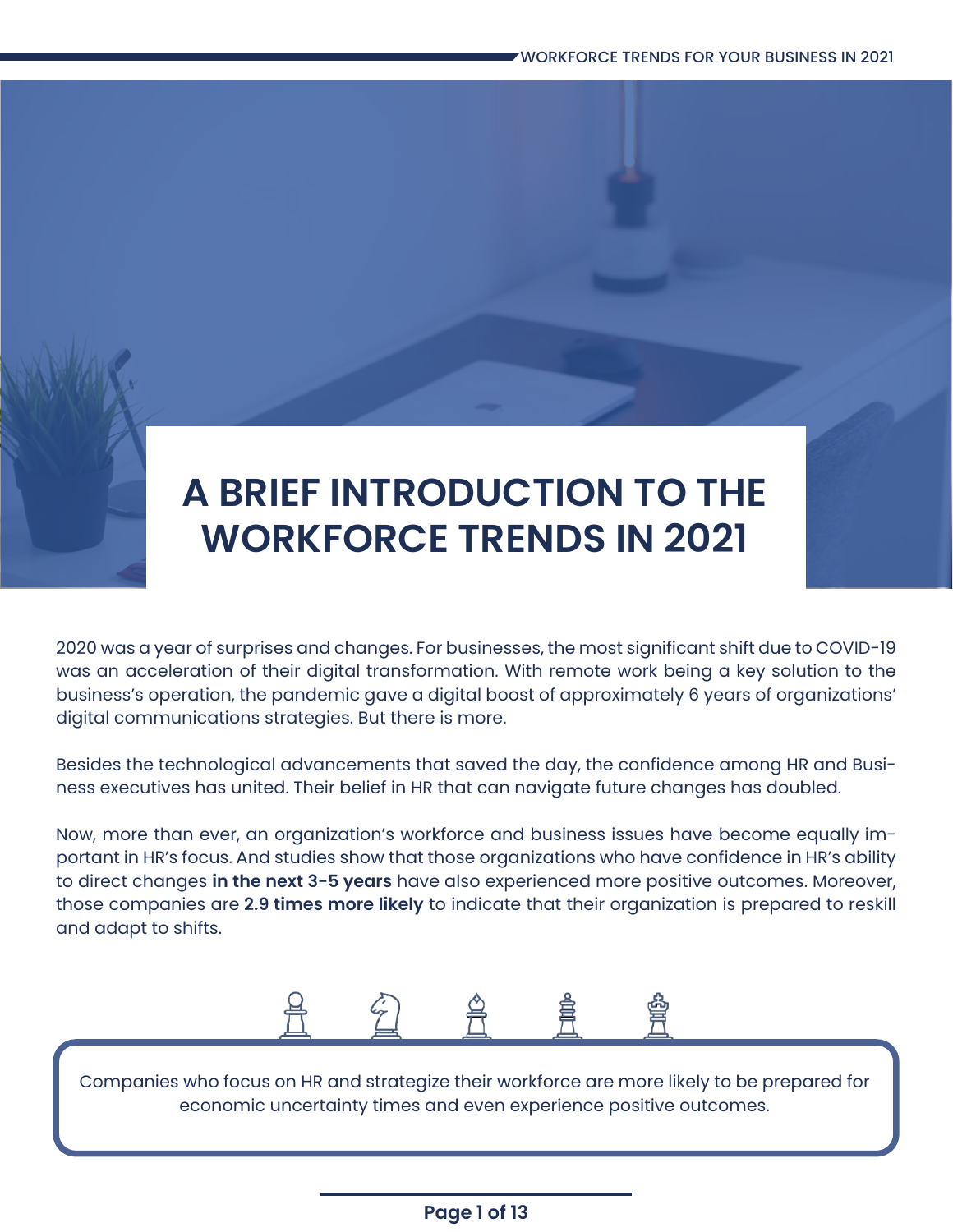# A BRIEF INTRODUCTION TO THE WORKFORCE TRENDS IN 2021

2020 was a year of surprises and changes. For businesses, the most significant shift due to COVID-19 was an acceleration of their digital transformation. With remote work being a key solution to the business's operation, the pandemic gave a digital boost of approximately 6 years of organizations' digital communications strategies. But there is more.

Besides the technological advancements that saved the day, the confidence among HR and Business executives has united. Their belief in HR that can navigate future changes has doubled.

Now, more than ever, an organization's workforce and business issues have become equally important in HR's focus. And studies show that those organizations who have confidence in HR's ability to direct changes **in the next 3-5 years** have also experienced more positive outcomes. Moreover, those companies are **2.9 times more likely** to indicate that their organization is prepared to reskill and adapt to shifts.

Companies who focus on HR and strategize their workforce are more likely to be prepared for economic uncertainty times and even experience positive outcomes.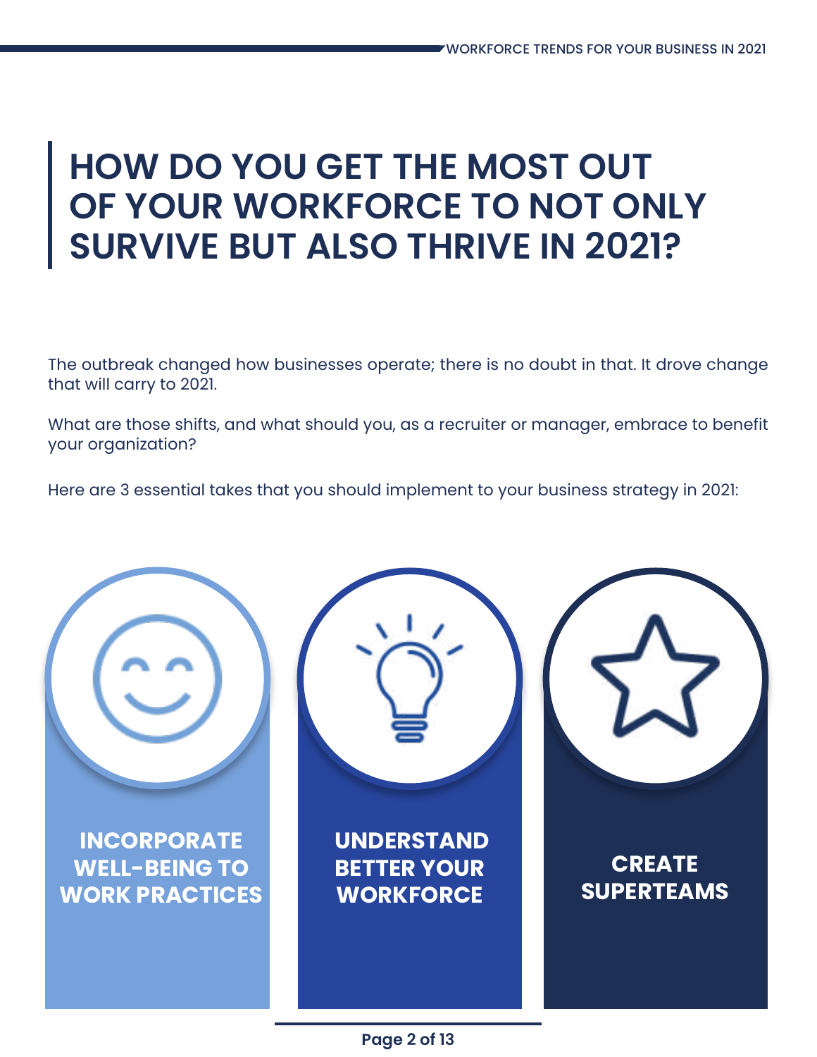# HOW DO YOU GET THE MOST OUT OF YOUR WORKFORCE TO NOT ONLY SURVIVE BUT ALSO THRIVE IN 2021?

The outbreak changed how businesses operate; there is no doubt in that. It drove change that will carry to 2021.

What are those shifts, and what should you, as a recruiter or manager, embrace to benefit your organization?

Here are 3 essential takes that you should implement to your business strategy in 2021:

**INCORPORATE WELL-BEING TO WORK PRACTICES**

**UNDERSTAND BETTER YOUR WORKFORCE**

**CREATE SUPERTEAMS**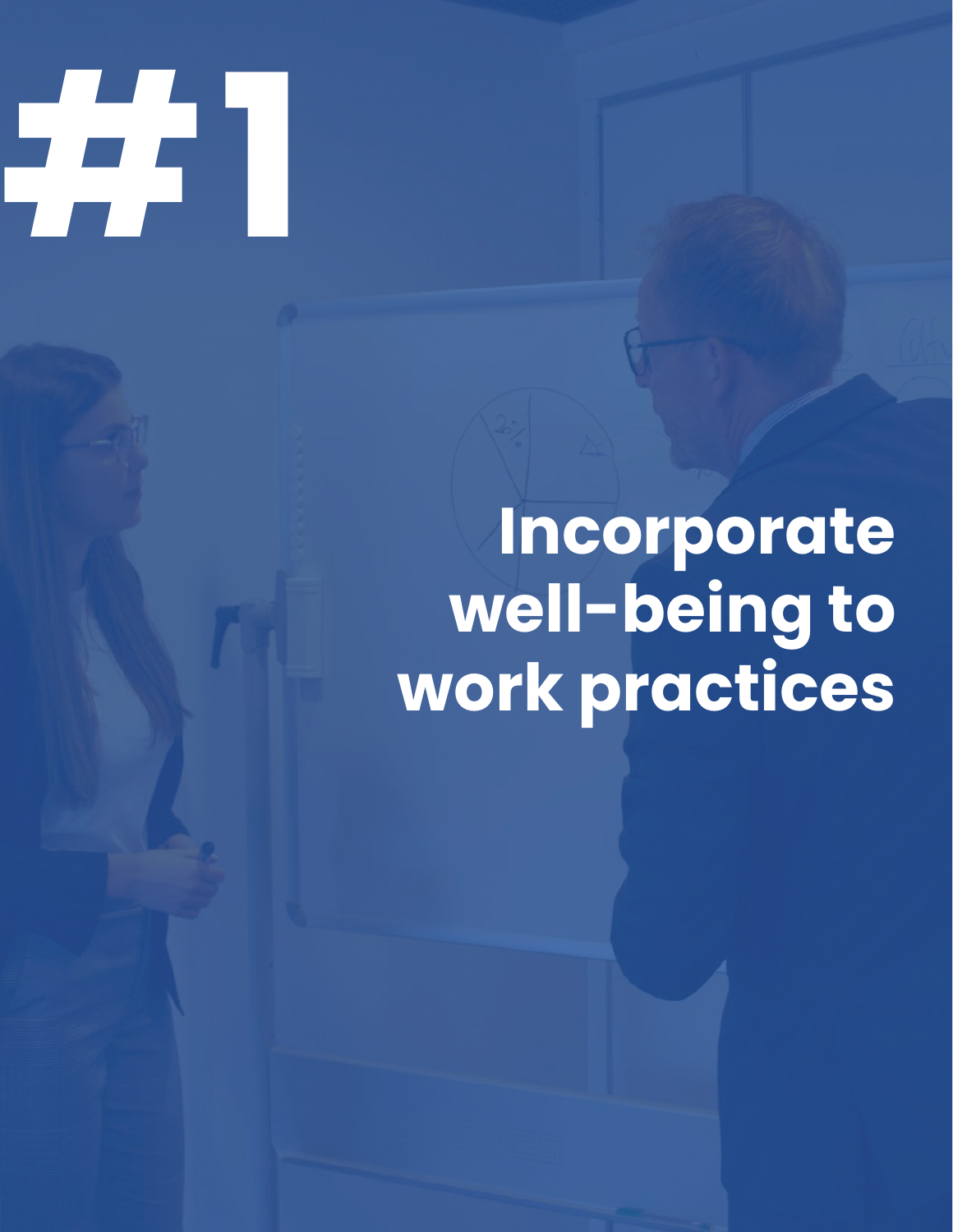# #1

## Incorporate well-being to work practices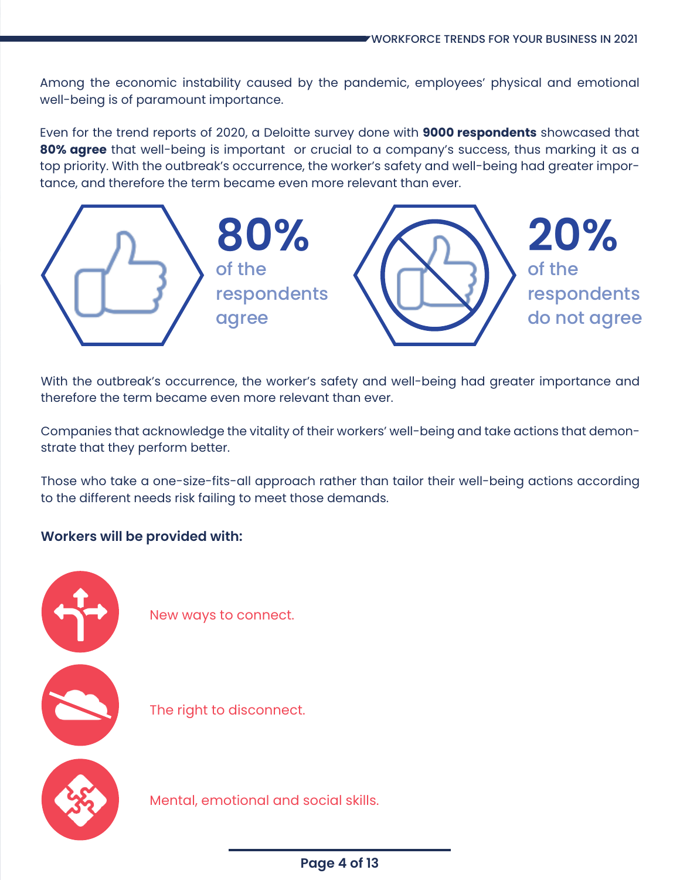Among the economic instability caused by the pandemic, employees' physical and emotional well-being is of paramount importance.

Even for the trend reports of 2020, a Deloitte survey done with **9000 respondents** showcased that **80% agree** that well-being is important or crucial to a company's success, thus marking it as a top priority. With the outbreak's occurrence, the worker's safety and well-being had greater importance, and therefore the term became even more relevant than ever.

**80%** of the respondents agree

**20%** of the respondents do not agree

With the outbreak's occurrence, the worker's safety and well-being had greater importance and therefore the term became even more relevant than ever.

Companies that acknowledge the vitality of their workers' well-being and take actions that demonstrate that they perform better.

Those who take a one-size-fits-all approach rather than tailor their well-being actions according to the different needs risk failing to meet those demands.

**Workers will be provided with:**

- New ways to connect.
- The right to disconnect.
- Mental, emotional and social skills.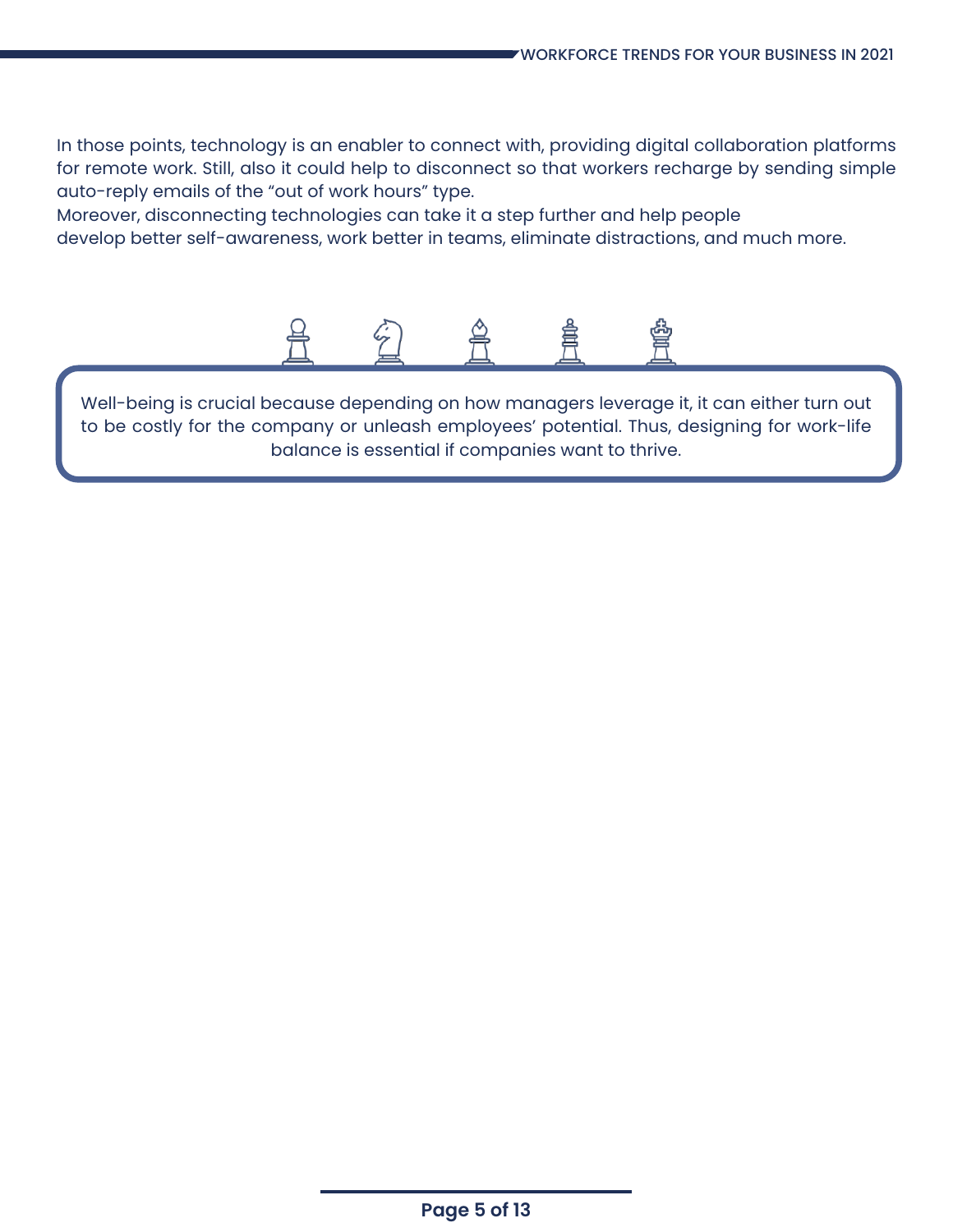In those points, technology is an enabler to connect with, providing digital collaboration platforms for remote work. Still, also it could help to disconnect so that workers recharge by sending simple auto-reply emails of the "out of work hours" type.
Moreover, disconnecting technologies can take it a step further and help people develop better self-awareness, work better in teams, eliminate distractions, and much more.

> Well-being is crucial because depending on how managers leverage it, it can either turn out to be costly for the company or unleash employees' potential. Thus, designing for work-life balance is essential if companies want to thrive.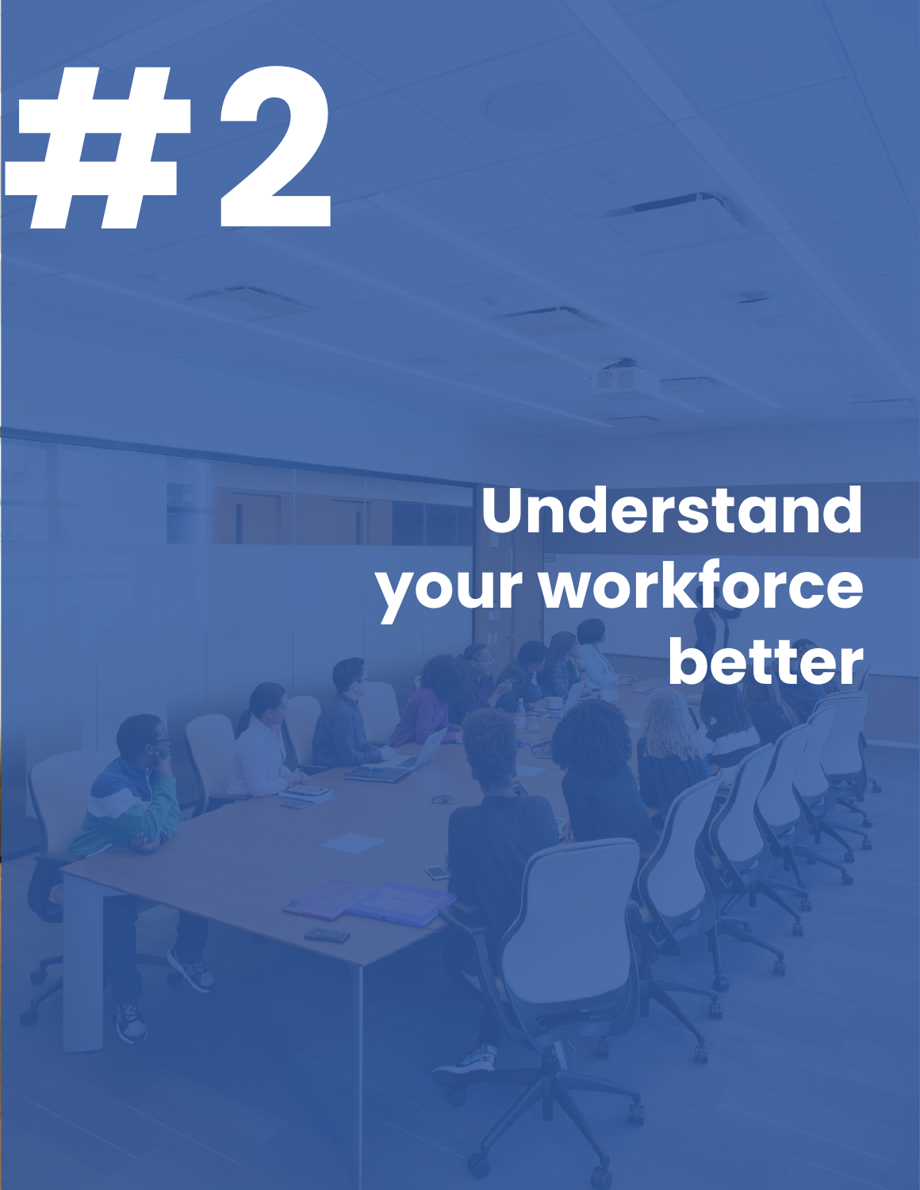# #2

## Understand your workforce better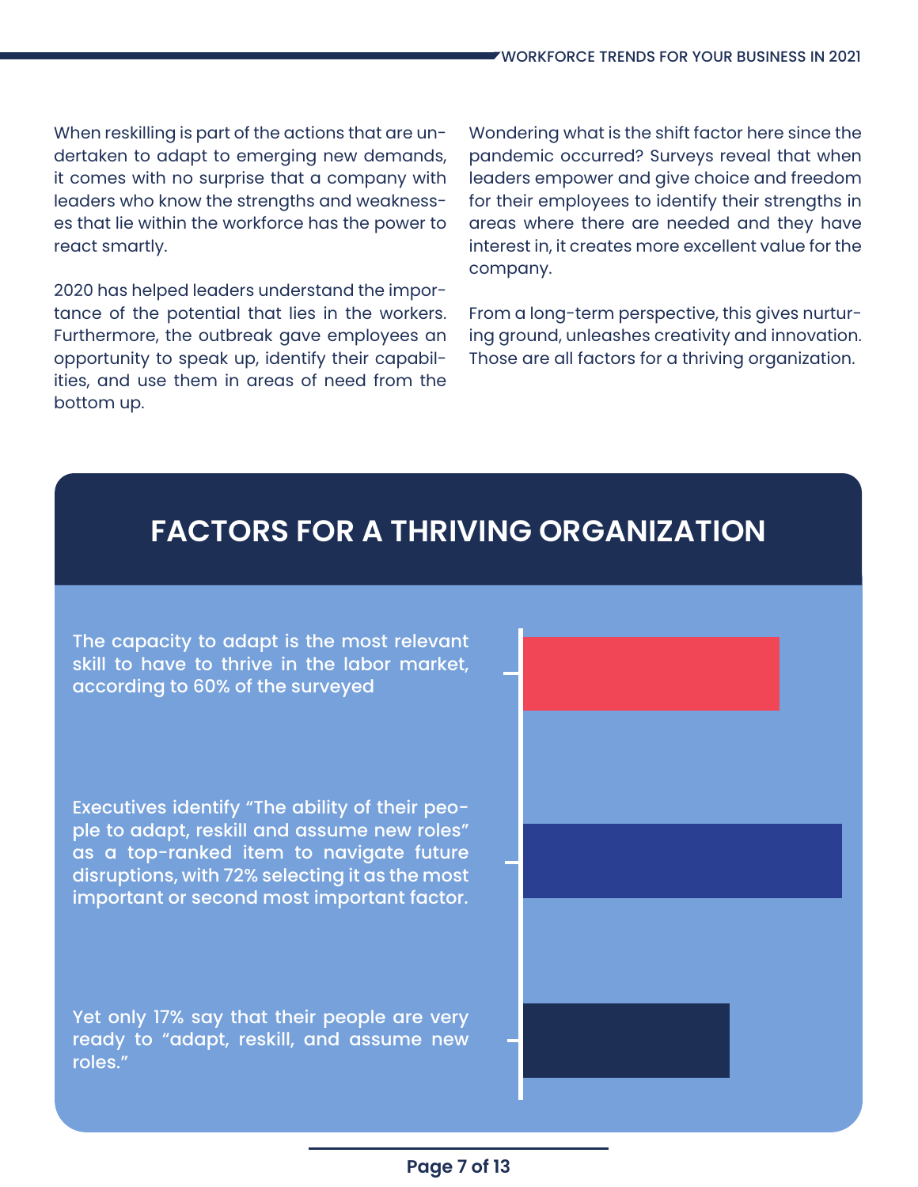When reskilling is part of the actions that are undertaken to adapt to emerging new demands, it comes with no surprise that a company with leaders who know the strengths and weaknesses that lie within the workforce has the power to react smartly.

2020 has helped leaders understand the importance of the potential that lies in the workers. Furthermore, the outbreak gave employees an opportunity to speak up, identify their capabilities, and use them in areas of need from the bottom up.

Wondering what is the shift factor here since the pandemic occurred? Surveys reveal that when leaders empower and give choice and freedom for their employees to identify their strengths in areas where there are needed and they have interest in, it creates more excellent value for the company.

From a long-term perspective, this gives nurturing ground, unleashes creativity and innovation. Those are all factors for a thriving organization.

## FACTORS FOR A THRIVING ORGANIZATION

The capacity to adapt is the most relevant skill to have to thrive in the labor market, according to 60% of the surveyed

Executives identify "The ability of their people to adapt, reskill and assume new roles" as a top-ranked item to navigate future disruptions, with 72% selecting it as the most important or second most important factor.

Yet only 17% say that their people are very ready to "adapt, reskill, and assume new roles."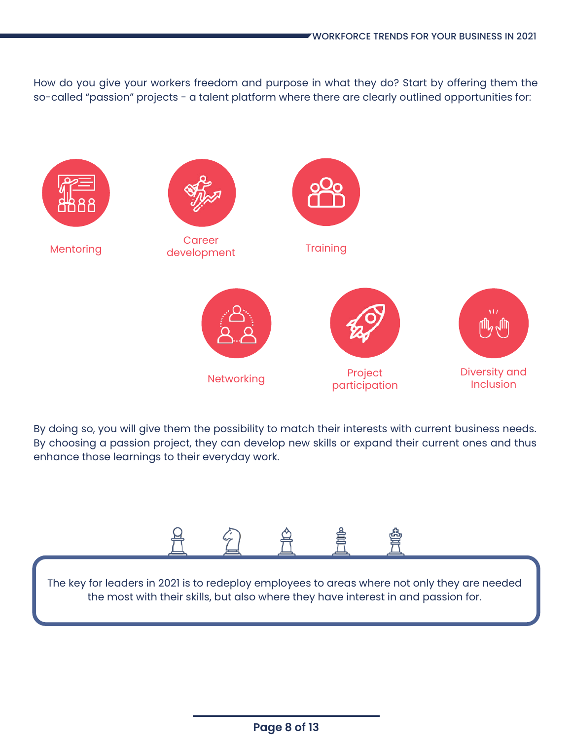How do you give your workers freedom and purpose in what they do? Start by offering them the so-called "passion" projects - a talent platform where there are clearly outlined opportunities for:

- Mentoring
- Career development
- Training
- Networking
- Project participation
- Diversity and Inclusion

By doing so, you will give them the possibility to match their interests with current business needs. By choosing a passion project, they can develop new skills or expand their current ones and thus enhance those learnings to their everyday work.

> The key for leaders in 2021 is to redeploy employees to areas where not only they are needed the most with their skills, but also where they have interest in and passion for.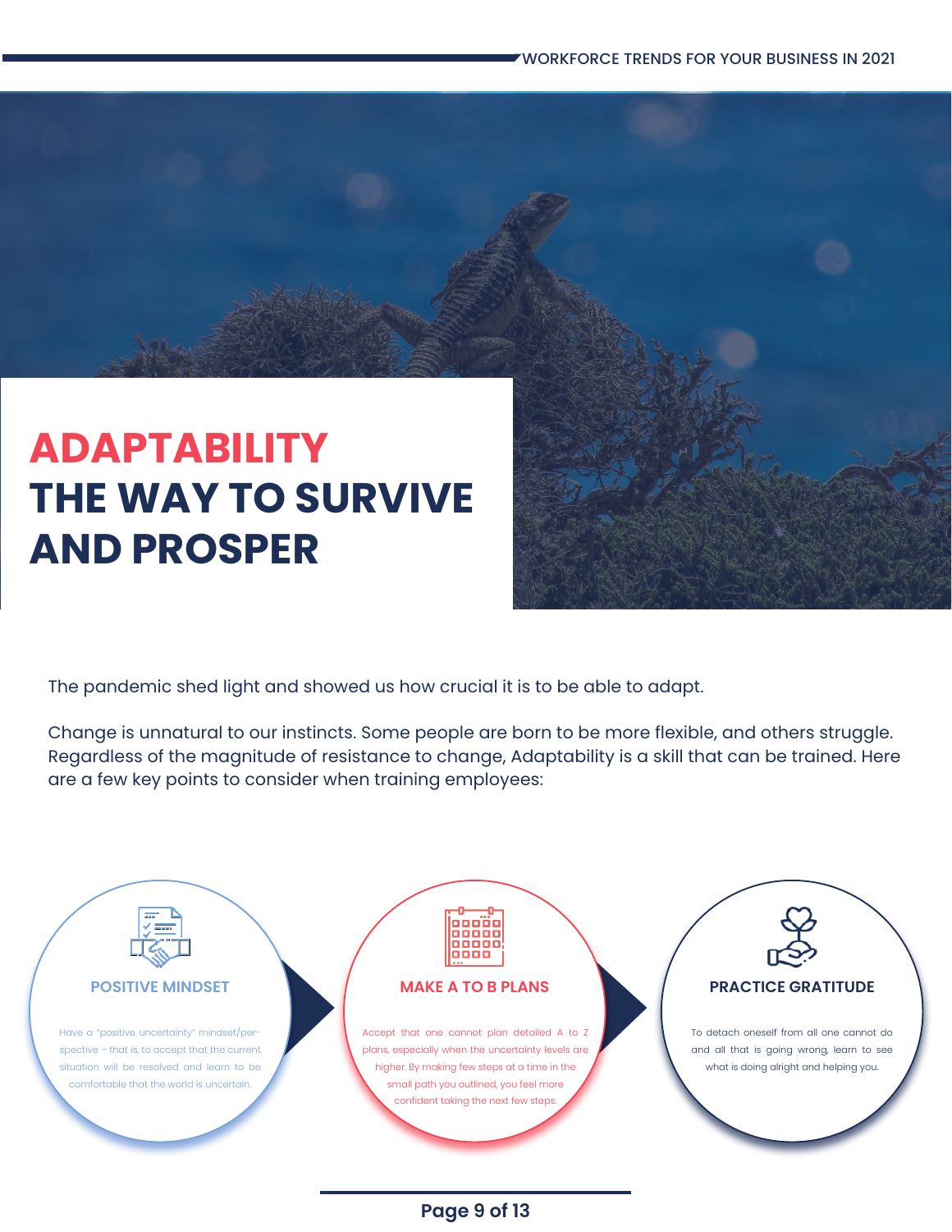# ADAPTABILITY THE WAY TO SURVIVE AND PROSPER

The pandemic shed light and showed us how crucial it is to be able to adapt.

Change is unnatural to our instincts. Some people are born to be more flexible, and others struggle. Regardless of the magnitude of resistance to change, Adaptability is a skill that can be trained. Here are a few key points to consider when training employees:

### POSITIVE MINDSET

Have a "positive uncertainty" mindset/perspective – that is, to accept that the current situation will be resolved and learn to be comfortable that the world is uncertain.

### MAKE A TO B PLANS

Accept that one cannot plan detailed A to Z plans, especially when the uncertainty levels are higher. By making few steps at a time in the small path you outlined, you feel more confident taking the next few steps.

### PRACTICE GRATITUDE

To detach oneself from all one cannot do and all that is going wrong, learn to see what is doing alright and helping you.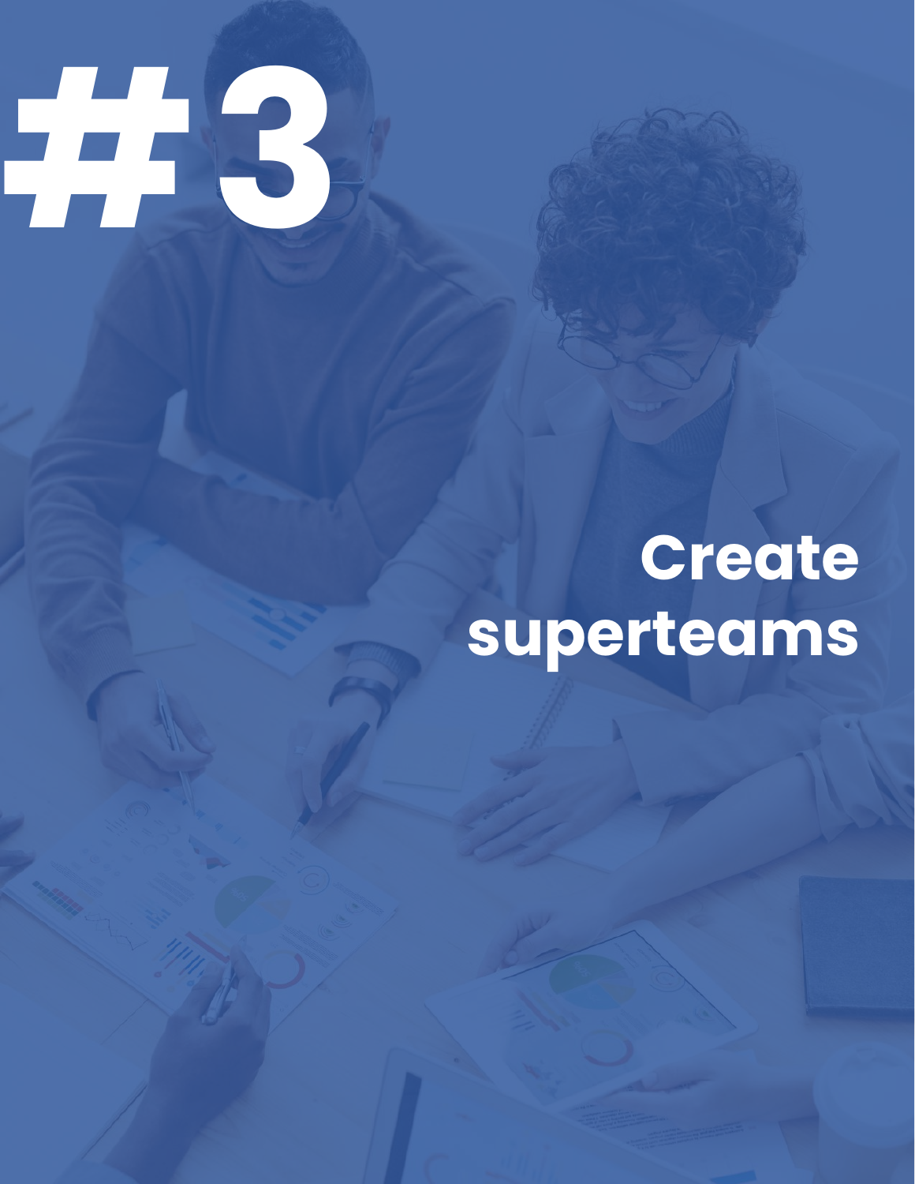# #3

## Create superteams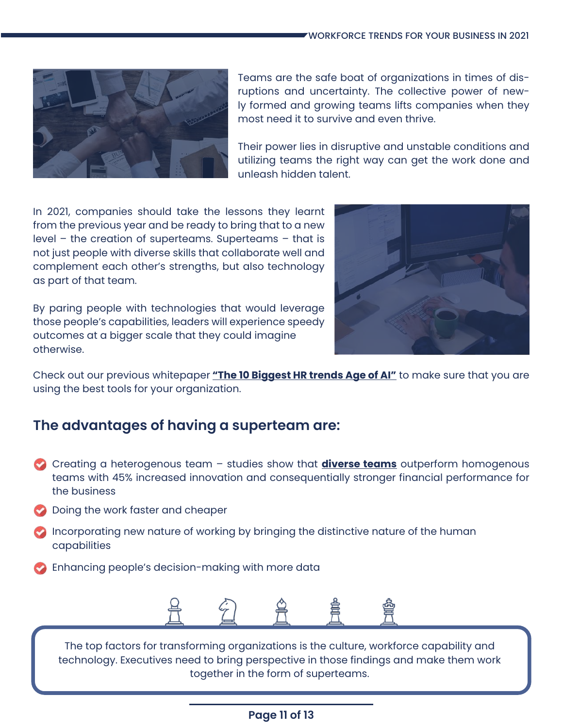Teams are the safe boat of organizations in times of disruptions and uncertainty. The collective power of newly formed and growing teams lifts companies when they most need it to survive and even thrive.

Their power lies in disruptive and unstable conditions and utilizing teams the right way can get the work done and unleash hidden talent.

In 2021, companies should take the lessons they learnt from the previous year and be ready to bring that to a new level – the creation of superteams. Superteams – that is not just people with diverse skills that collaborate well and complement each other's strengths, but also technology as part of that team.

By paring people with technologies that would leverage those people's capabilities, leaders will experience speedy outcomes at a bigger scale that they could imagine otherwise.

Check out our previous whitepaper **"The 10 Biggest HR trends Age of AI"** to make sure that you are using the best tools for your organization.

## The advantages of having a superteam are:

- Creating a heterogenous team – studies show that **diverse teams** outperform homogenous teams with 45% increased innovation and consequentially stronger financial performance for the business
- Doing the work faster and cheaper
- Incorporating new nature of working by bringing the distinctive nature of the human capabilities
- Enhancing people's decision-making with more data

The top factors for transforming organizations is the culture, workforce capability and technology. Executives need to bring perspective in those findings and make them work together in the form of superteams.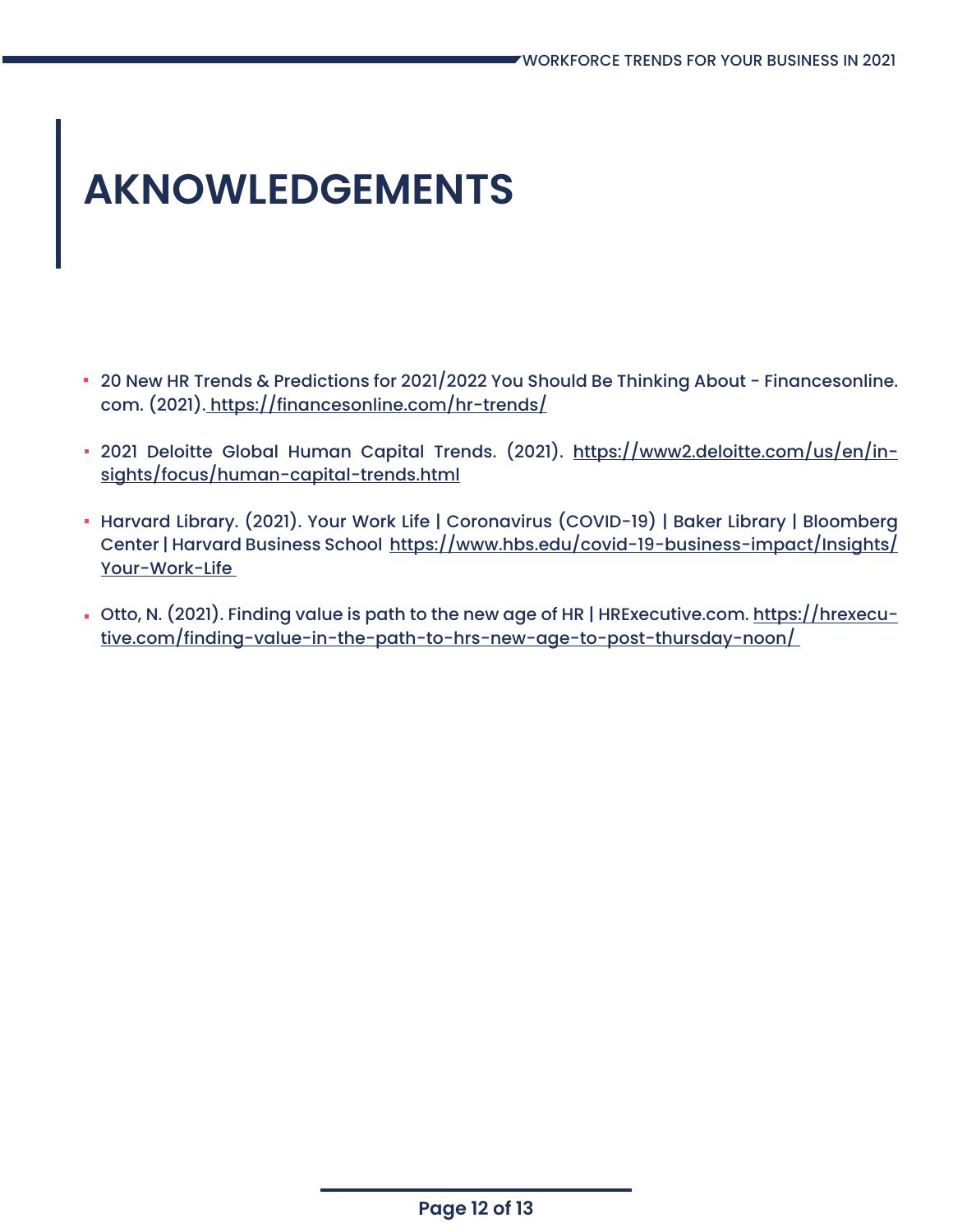# AKNOWLEDGEMENTS

- 20 New HR Trends & Predictions for 2021/2022 You Should Be Thinking About - Financesonline.com. (2021). https://financesonline.com/hr-trends/
- 2021 Deloitte Global Human Capital Trends. (2021). https://www2.deloitte.com/us/en/insights/focus/human-capital-trends.html
- Harvard Library. (2021). Your Work Life | Coronavirus (COVID-19) | Baker Library | Bloomberg Center | Harvard Business School https://www.hbs.edu/covid-19-business-impact/Insights/Your-Work-Life
- Otto, N. (2021). Finding value is path to the new age of HR | HRExecutive.com. https://hrexecutive.com/finding-value-in-the-path-to-hrs-new-age-to-post-thursday-noon/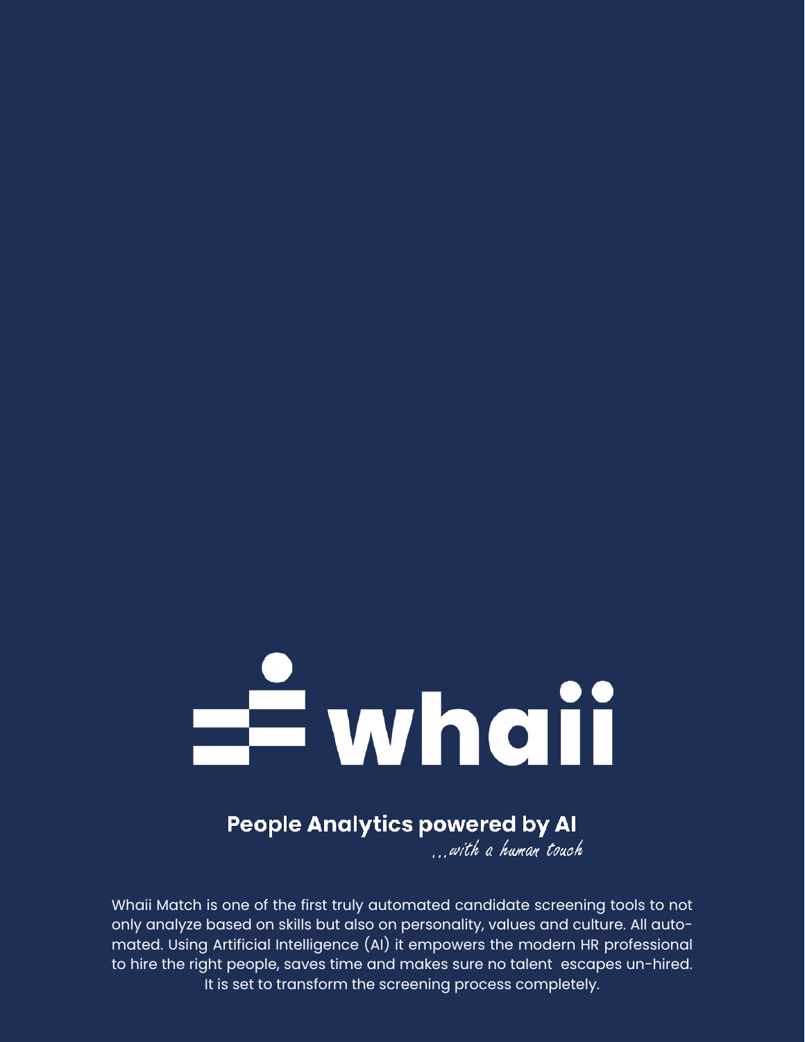# whaii

**People Analytics powered by AI**

*...with a human touch*

Whaii Match is one of the first truly automated candidate screening tools to not only analyze based on skills but also on personality, values and culture. All automated. Using Artificial Intelligence (AI) it empowers the modern HR professional to hire the right people, saves time and makes sure no talent escapes un-hired. It is set to transform the screening process completely.